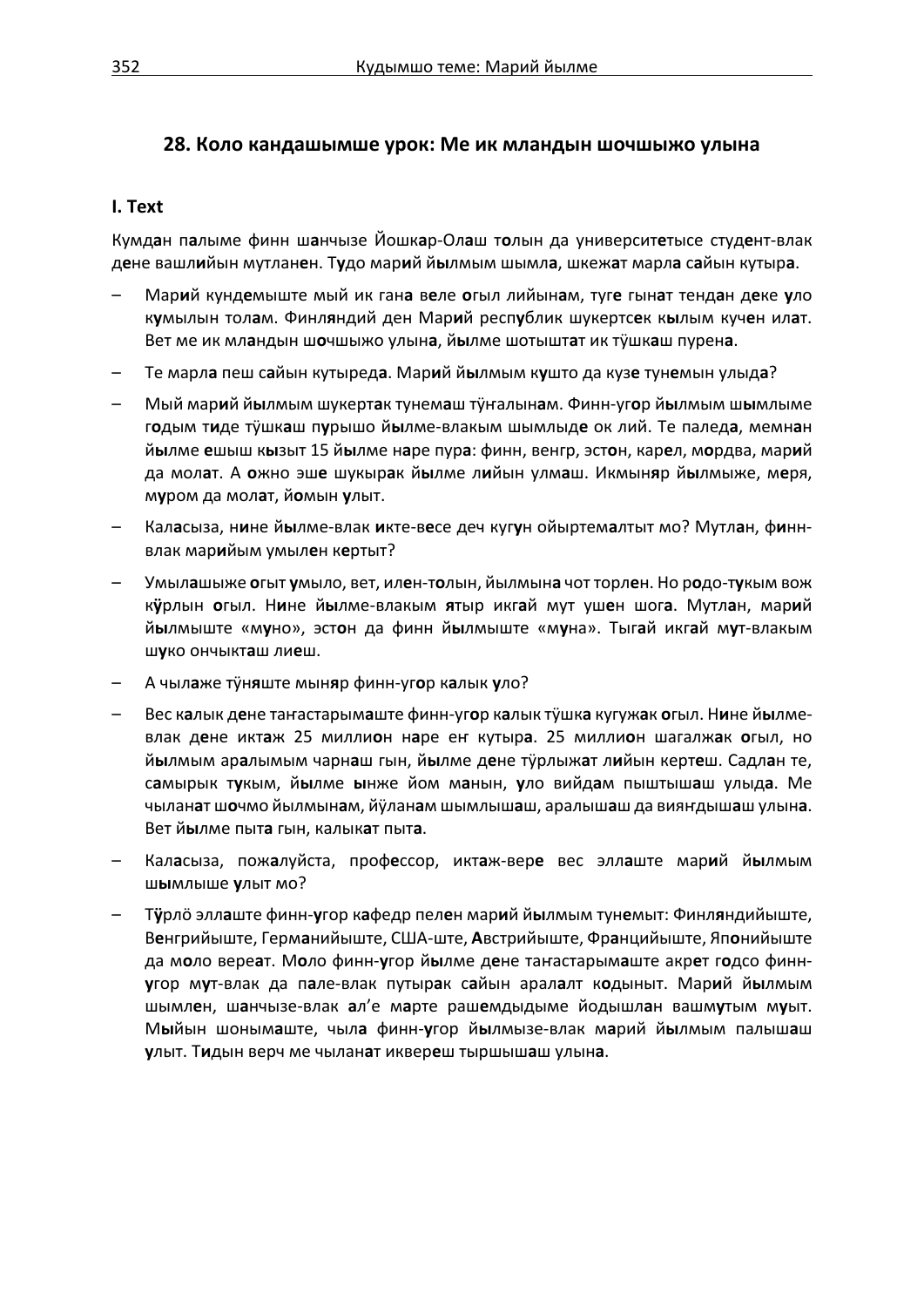## 28. Коло кандашымше урок: Ме ик мландын шочшыжо улына

### I. Text

Кумдан палыме финн шанчызе Йошкар-Олаш толын да университетысе студент-влак дене вашлийын мутланен. Тудо марий йылмым шымла, шкежат марла сайын кутыра.

– Марий кундемыште мый ик гана веле огыл лийынам, туге гынат тендан деке уло кумылын толам. Финляндий ден Марий республик шукертсек кылым кучен илат. Вет ме ик мландын шочшыжо улына, йылме шотыштат ик тӱшкаш пурена.

– Те марла пеш сайын кутыреда. Марий йылмым кушто да кузе тунемын улыда?

– Мый марий йылмым шукертак тунемаш тӱҥалынам. Финн-угор йылмым шымлыме годым тиде тӱшкаш пурышо йылме-влакым шымлыде ок лий. Те паледа, мемнан йылме ешыш кызыт 15 йылме наре пура: финн, венгр, эстон, карел, мордва, марий да молат. А ожно эше шукырак йылме лийын улмаш. Икмыняр йылмыже, меря, муром да молат, йомын улыт.

– Каласыза, нине йылме-влак икте-весе деч кугун ойыртемалтыт мо? Мутлан, финн-влак марийым умылен кертыт?

– Умылашыже огыт умыло, вет, илен-толын, йылмына чот торлен. Но родо-тукым вож кӱрлын огыл. Нине йылме-влакым ятыр икгай мут ушен шога. Мутлан, марий йылмыште «муно», эстон да финн йылмыште «муна». Тыгай икгай мут-влакым шуко ончыкташ лиеш.

– А чылаже тӱняште мыняр финн-угор калык уло?

– Вес калык дене таҥастарымаште финн-угор калык тӱшка кугужак огыл. Нине йылме-влак дене иктаж 25 миллион наре еҥ кутыра. 25 миллион шагалжак огыл, но йылмым аралымым чарнаш гын, йылме дене тӱрлыжат лийын кертеш. Садлан те, самырык тукым, йылме ынже йом манын, уло вийдам пыштышаш улыда. Ме чыланат шочмо йылмынам, йӱланам шымлышаш, аралышаш да вияҥдышаш улына. Вет йылме пыта гын, калыкат пыта.

– Каласыза, пожалуйста, профессор, иктаж-вере вес эллаште марий йылмым шымлыше улыт мо?

– Тӱрлӧ эллаште финн-угор кафедр пелен марий йылмым тунемыт: Финляндийыште, Венгрийыште, Германийыште, США-ште, Австрийыште, Францийыште, Японийыште да моло вереат. Моло финн-угор йылме дене таҥастарымаште акрет годсо финн-угор мут-влак да пале-влак путырак сайын аралалт кодыныт. Марий йылмым шымлен, шанчызе-влак ал'е марте рашемдыдыме йодышлан вашмутым муыт. Мыйын шонымаште, чыла финн-угор йылмызе-влак марий йылмым палышаш улыт. Тидын верч ме чыланат иквереш тыршышаш улына.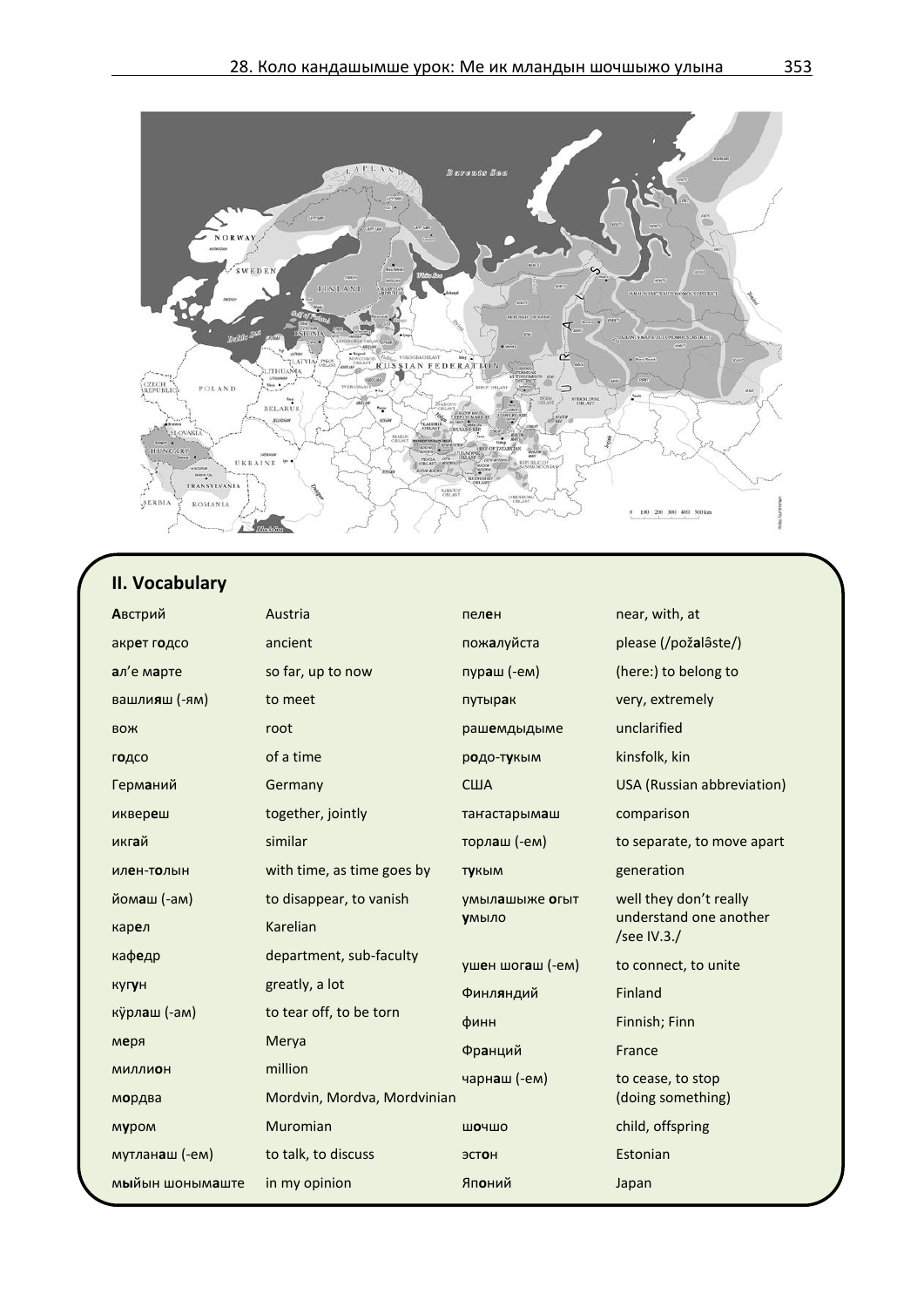## II. Vocabulary

| | | | |
|---|---|---|---|
| **А**встрий | Austria | пел**е**н | near, with, at |
| акр**е**т г**о**дсо | ancient | пож**а**луйста | please (/požal**ə**ste/) |
| **а**л'е м**а**рте | so far, up to now | пур**а**ш (-ем) | (here:) to belong to |
| вашли**я**ш (-ям) | to meet | путыр**а**к | very, extremely |
| вож | root | раш**е**мдыдыме | unclarified |
| г**о**дсо | of a time | р**о**до-т**у**кым | kinsfolk, kin |
| Герм**а**ний | Germany | США | USA (Russian abbreviation) |
| икквер**е**ш | together, jointly | таӈастарым**а**ш | comparison |
| икг**а**й | similar | торл**а**ш (-ем) | to separate, to move apart |
| ил**е**н-т**о**лын | with time, as time goes by | т**у**кым | generation |
| йом**а**ш (-ам) | to disappear, to vanish | умыл**а**шыже **о**гыт **у**мыло | well they don't really understand one another /see IV.3./ |
| кар**е**л | Karelian | | |
| каф**е**др | department, sub-faculty | уш**е**н шог**а**ш (-ем) | to connect, to unite |
| кугу**н** | greatly, a lot | Финл**я**ндий | Finland |
| кӱрл**а**ш (-ам) | to tear off, to be torn | финн | Finnish; Finn |
| м**е**ря | Merya | Фр**а**нций | France |
| милли**о**н | million | чарн**а**ш (-ем) | to cease, to stop (doing something) |
| м**о**рдва | Mordvin, Mordva, Mordvinian | | |
| м**у**ром | Muromian | ш**о**чшо | child, offspring |
| мутлан**а**ш (-ем) | to talk, to discuss | эст**о**н | Estonian |
| м**ы**йын шоным**а**ште | in my opinion | Яп**о**ний | Japan |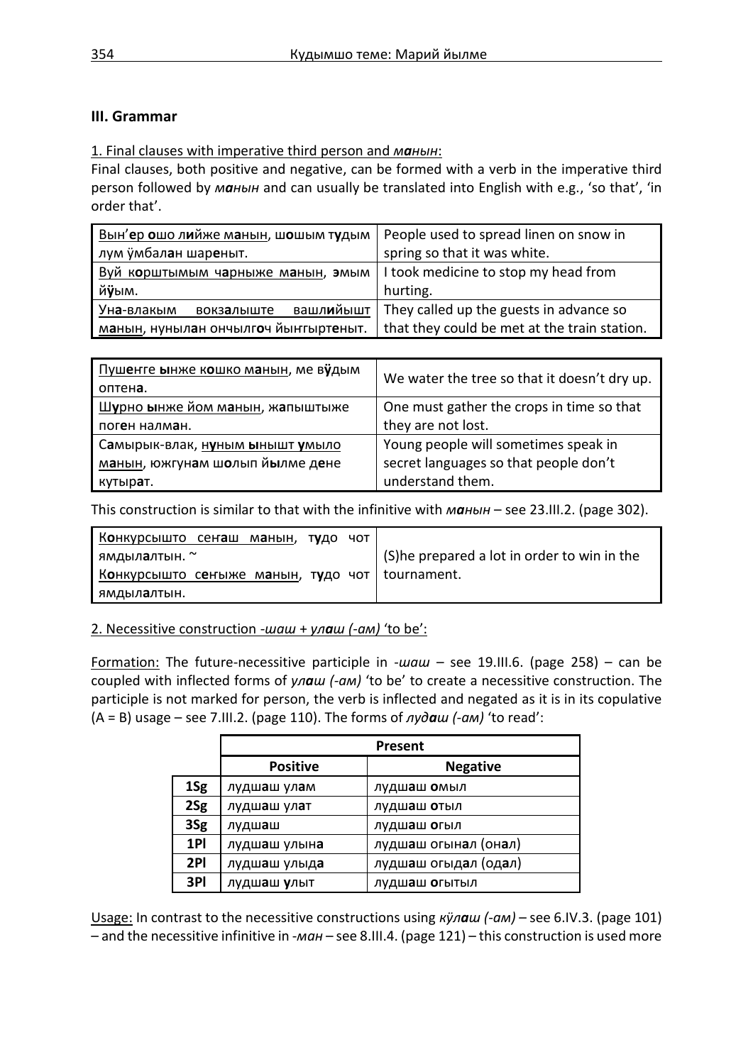## III. Grammar

1. Final clauses with imperative third person and *манын*:

Final clauses, both positive and negative, can be formed with a verb in the imperative third person followed by ***манын*** and can usually be translated into English with e.g., 'so that', 'in order that'.

| | |
|---|---|
| Вын'**е**р **о**шо л**и**йже м**а**нын, ш**о**шым т**у**дым лум ӱмбал**а**н шар**е**ныт. | People used to spread linen on snow in spring so that it was white. |
| Вуй к**о**рштымым ч**а**рныже м**а**нын, **э**мым й**ӱ**ым. | I took medicine to stop my head from hurting. |
| Ун**а**-влакым вокз**а**лыште вашл**и**йышт м**а**нын, нуныл**а**н ончылг**о**ч йыҥгырт**е**ныт. | They called up the guests in advance so that they could be met at the train station. |

| | |
|---|---|
| Пуш**е**ҥге **ы**нже к**о**шко м**а**нын, ме в**ӱ**дым оптен**а**. | We water the tree so that it doesn't dry up. |
| Ш**у**рно **ы**нже йом м**а**нын, ж**а**пыштыже пог**е**н налм**а**н. | One must gather the crops in time so that they are not lost. |
| С**а**мырык-влак, н**у**ным **ы**нышт **у**мыло м**а**нын, южгун**а**м ш**о**лып й**ы**лме д**е**не кутыр**а**т. | Young people will sometimes speak in secret languages so that people don't understand them. |

This construction is similar to that with the infinitive with ***манын*** – see 23.III.2. (page 302).

| | |
|---|---|
| К**о**нкурсышто сеҥ**а**ш м**а**нын, т**у**до чот ямдыл**а**лтын. ~ К**о**нкурсышто с**е**ҥыже м**а**нын, т**у**до чот ямдыл**а**лтын. | (S)he prepared a lot in order to win in the tournament. |

2. Necessitive construction *-шаш + улаш (-ам)* 'to be':

Formation: The future-necessitive participle in *-шаш* – see 19.III.6. (page 258) – can be coupled with inflected forms of ***улаш** (-ам)* 'to be' to create a necessitive construction. The participle is not marked for person, the verb is inflected and negated as it is in its copulative (A = B) usage – see 7.III.2. (page 110). The forms of *луд**а**ш (-ам)* 'to read':

| | Present | |
|---|---|---|
| | **Positive** | **Negative** |
| **1Sg** | лудш**а**ш ул**а**м | лудш**а**ш **о**мыл |
| **2Sg** | лудш**а**ш ул**а**т | лудш**а**ш **о**тыл |
| **3Sg** | лудш**а**ш | лудш**а**ш **о**гыл |
| **1Pl** | лудш**а**ш улын**а** | лудш**а**ш огын**а**л (он**а**л) |
| **2Pl** | лудш**а**ш улыд**а** | лудш**а**ш огыд**а**л (од**а**л) |
| **3Pl** | лудш**а**ш **у**лыт | лудш**а**ш **о**гытыл |

Usage: In contrast to the necessitive constructions using *кӱл**а**ш (-ам)* – see 6.IV.3. (page 101) – and the necessitive infinitive in *-ман* – see 8.III.4. (page 121) – this construction is used more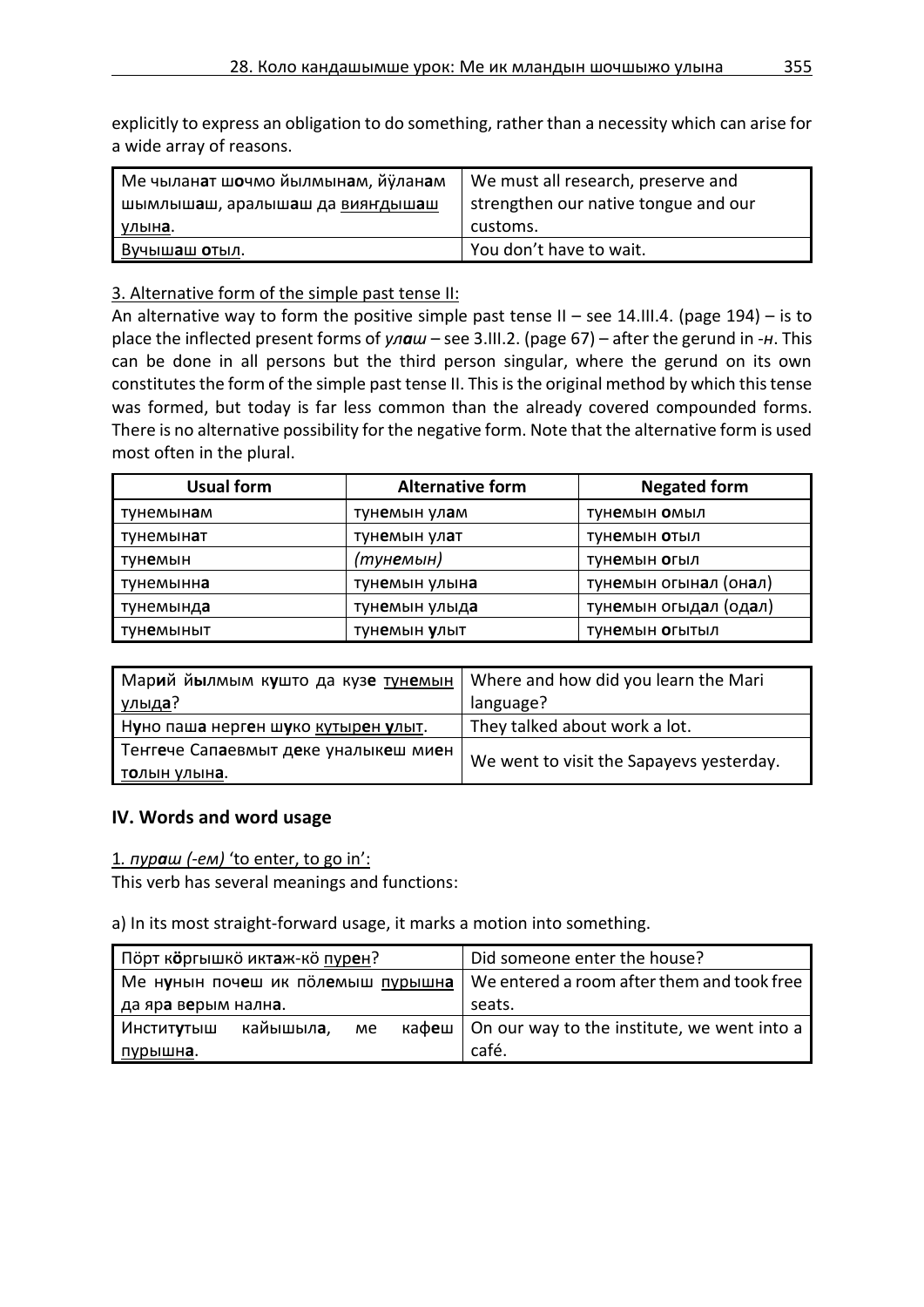explicitly to express an obligation to do something, rather than a necessity which can arise for a wide array of reasons.

| Ме чылан**а**т ш**о**чмо йылмын**а**м, йӱлан**а**м шымлыш**а**ш, аралыш**а**ш да <u>виянгдыш**а**ш улын**а**</u>. | We must all research, preserve and strengthen our native tongue and our customs. |
|---|---|
| <u>Вучыш**а**ш **о**тыл</u>. | You don't have to wait. |

<u>3. Alternative form of the simple past tense II:</u>

An alternative way to form the positive simple past tense II – see 14.III.4. (page 194) – is to place the inflected present forms of *ул**а**ш* – see 3.III.2. (page 67) – after the gerund in *-н*. This can be done in all persons but the third person singular, where the gerund on its own constitutes the form of the simple past tense II. This is the original method by which this tense was formed, but today is far less common than the already covered compounded forms. There is no alternative possibility for the negative form. Note that the alternative form is used most often in the plural.

| Usual form | Alternative form | Negated form |
|---|---|---|
| тунемын**а**м | тун**е**мын ул**а**м | тун**е**мын **о**мыл |
| тунемын**а**т | тун**е**мын ул**а**т | тун**е**мын **о**тыл |
| тун**е**мын | *(тунемын)* | тун**е**мын **о**гыл |
| тунемынн**а** | тун**е**мын улын**а** | тун**е**мын огын**а**л (он**а**л) |
| тунемынд**а** | тун**е**мын улыд**а** | тун**е**мын огыд**а**л (од**а**л) |
| тун**е**мыныт | тун**е**мын **у**лыт | тун**е**мын **о**гытыл |

| Мар**и**й й**ы**лмым к**у**што да куз**е** <u>тун**е**мын улыд**а**</u>? | Where and how did you learn the Mari language? |
|---|---|
| Н**у**но паш**а** нерг**е**н ш**у**ко <u>кутыр**е**н **у**лыт</u>. | They talked about work a lot. |
| Тенг**е**че Сап**а**евмыт д**е**ке уналык**е**ш ми**е**н <u>т**о**лын улын**а**</u>. | We went to visit the Sapayevs yesterday. |

## IV. Words and word usage

<u>1. *пур**а**ш (-ем)* 'to enter, to go in':</u>

This verb has several meanings and functions:

a) In its most straight-forward usage, it marks a motion into something.

| Пӧрт к**ӧ**ргышкӧ икт**а**ж-кӧ <u>пур**е**н</u>? | Did someone enter the house? |
|---|---|
| Ме н**у**нын поч**е**ш ик пӧл**е**мыш <u>пурышн**а**</u> да яр**а** в**е**рым налн**а**. | We entered a room after them and took free seats. |
| Инстит**у**тыш кайышыл**а**, ме каф**е**ш <u>пурышн**а**</u>. | On our way to the institute, we went into a café. |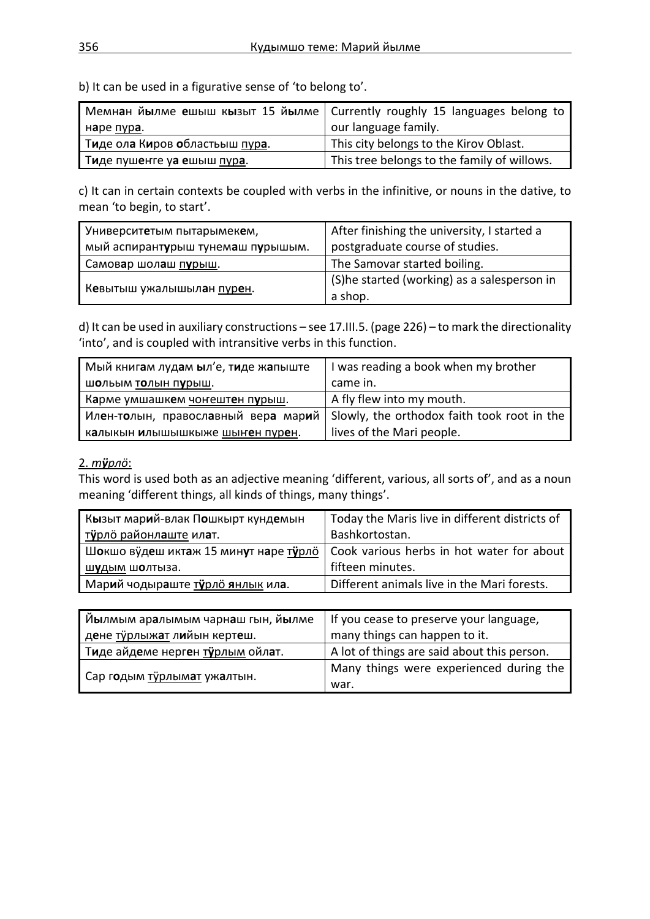b) It can be used in a figurative sense of ‘to belong to’.

| | |
|---|---|
| Мемн**а**н й**ы**лме **е**шыш к**ы**зыт 15 й**ы**лме н**а**ре <u>пур**а**</u>. | Currently roughly 15 languages belong to our language family. |
| Т**и**де ол**а** К**и**ров **о**бластьыш <u>пур**а**</u>. | This city belongs to the Kirov Oblast. |
| Т**и**де пуш**е**нге у**а** **е**шыш <u>пур**а**</u>. | This tree belongs to the family of willows. |

c) It can in certain contexts be coupled with verbs in the infinitive, or nouns in the dative, to mean ‘to begin, to start’.

| | |
|---|---|
| Университ**е**тым пытарымек**е**м, мый аспирант**у**рыш тунем**а**ш п**у**рышым. | After finishing the university, I started a postgraduate course of studies. |
| Самов**а**р шол**а**ш <u>п**у**рыш</u>. | The Samovar started boiling. |
| К**е**вытыш ужалышыл**а**н <u>пур**е**н</u>. | (S)he started (working) as a salesperson in a shop. |

d) It can be used in auxiliary constructions – see 17.III.5. (page 226) – to mark the directionality ‘into’, and is coupled with intransitive verbs in this function.

| | |
|---|---|
| Мый книг**а**м луд**а**м **ы**л’е, т**и**де ж**а**пыште ш**о**льым <u>т**о**лын п**у**рыш</u>. | I was reading a book when my brother came in. |
| К**а**рме умшашк**е**м <u>чоҥешт**е**н п**у**рыш</u>. | A fly flew into my mouth. |
| Ил**е**н-т**о**лын, правосл**а**вный вер**а** мар**и**й к**а**лыкын **и**лышышкыже <u>шыҥ**е**н пур**е**н</u>. | Slowly, the orthodox faith took root in the lives of the Mari people. |

2. <u>*тӱрлö*</u>:

This word is used both as an adjective meaning ‘different, various, all sorts of’, and as a noun meaning ‘different things, all kinds of things, many things’.

| | |
|---|---|
| К**ы**зыт мар**и**й-влак П**о**шкырт кунд**е**мын <u>т**ӱ**рлö районл**а**ште</u> ил**а**т. | Today the Maris live in different districts of Bashkortostan. |
| Ш**о**кшо вӱд**е**ш икт**а**ж 15 мин**у**т н**а**ре <u>т**ӱ**рлö ш**у**дым</u> ш**о**лтыза. | Cook various herbs in hot water for about fifteen minutes. |
| Мар**и**й чодыр**а**ште <u>т**ӱ**рлö **я**нлык</u> ил**а**. | Different animals live in the Mari forests. |

| | |
|---|---|
| Й**ы**лмым ар**а**лымым чарн**а**ш гын, й**ы**лме д**е**не <u>тӱрлыж**а**т</u> л**и**йын керт**е**ш. | If you cease to preserve your language, many things can happen to it. |
| Т**и**де айд**е**ме нерг**е**н <u>т**ӱ**рлым</u> ойл**а**т. | A lot of things are said about this person. |
| Сар г**о**дым <u>тӱрлым**а**т</u> уж**а**лтын. | Many things were experienced during the war. |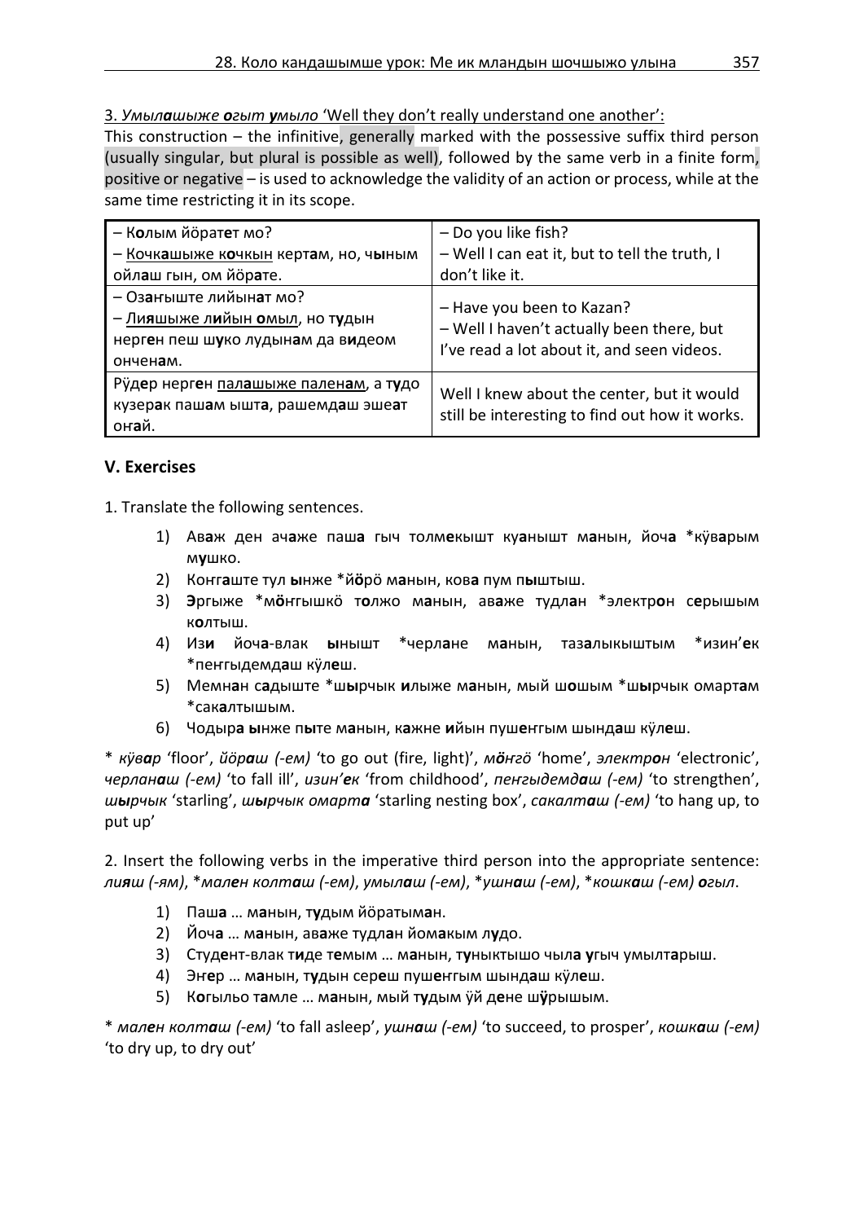3. *Умыл**а**шыже **о**гыт **у**мыло* 'Well they don't really understand one another':

This construction – the infinitive, generally marked with the possessive suffix third person (usually singular, but plural is possible as well), followed by the same verb in a finite form, positive or negative – is used to acknowledge the validity of an action or process, while at the same time restricting it in its scope.

| | |
|---|---|
| – К**о**лым йӧрат**е**т мо?<br>– Кочк**а**шыже к**о**чкын керт**а**м, но, ч**ы**ным ойл**а**ш гын, ом йӧр**а**те. | – Do you like fish?<br>– Well I can eat it, but to tell the truth, I don't like it. |
| – Оз**а**ҥыште лийын**а**т мо?<br>– Ли**я**шыже л**и**йын **о**мыл, но т**у**дын нерг**е**н пеш ш**у**ко лудын**а**м да в**и**деом ончен**а**м. | – Have you been to Kazan?<br>– Well I haven't actually been there, but I've read a lot about it, and seen videos. |
| Рӱд**е**р нерг**е**н пал**а**шыже пален**а**м, а т**у**до кузер**а**к паш**а**м ышт**а**, рашемд**а**ш эше**а**т оҥ**а**й. | Well I knew about the center, but it would still be interesting to find out how it works. |

## V. Exercises

1. Translate the following sentences.

1) Ав**а**ж ден ач**а**же паш**а** гыч толм**е**кышт ку**а**нышт м**а**нын, йоч**а** *кӱв**а**рым м**у**шко.
2) Коҥг**а**ште тул **ы**нже *й**ӧ**рӧ м**а**нын, ков**а** пум п**ы**штыш.
3) **Э**ргыже *м**ӧ**ҥгышкӧ т**о**лжо м**а**нын, ав**а**же тудл**а**н *электр**о**н с**е**рышым к**о**лтыш.
4) Изи**и** йоч**а**-влак **ы**нышт *черл**а**не м**а**нын, таз**а**лыкыштым *изин'**е**к *пеҥгыдемд**а**ш кӱл**е**ш.
5) Мемн**а**н с**а**дыште *ш**ы**рчык **и**лыже м**а**нын, мый ш**о**шым *ш**ы**рчык омарт**а**м *сак**а**лтышым.
6) Чодыр**а** **ы**нже п**ы**те м**а**нын, к**а**жне **и**йын пуш**е**ҥгым шынд**а**ш кӱл**е**ш.

\* *кӱв**а**р* 'floor', *йӧр**а**ш (-ем)* 'to go out (fire, light)', *м**ӧ**ҥгӧ* 'home', *электр**о**н* 'electronic', *черлан**а**ш (-ем)* 'to fall ill', *изин'**е**к* 'from childhood', *пеҥгыдемд**а**ш (-ем)* 'to strengthen', *ш**ы**рчык* 'starling', *ш**ы**рчык омарт**а*** 'starling nesting box', *сакалт**а**ш (-ем)* 'to hang up, to put up'

2. Insert the following verbs in the imperative third person into the appropriate sentence: *ли**я**ш (-ям)*, *мал**е**н колт**а**ш (-ем)*, *умыл**а**ш (-ем)*, *ушн**а**ш (-ем)*, *кошк**а**ш (-ем) **о**гыл*.

1) Паш**а** … м**а**нын, т**у**дым йӧратым**а**н.
2) Йоч**а** … м**а**нын, ав**а**же тудл**а**н йом**а**кым л**у**до.
3) Студ**е**нт-влак т**и**де т**е**мым … м**а**нын, т**у**нктышо чыл**а** **у**гыч умылт**а**рыш.
4) Эн**е**р … м**а**нын, т**у**дын сер**е**ш пуш**е**ҥгым шынд**а**ш кӱл**е**ш.
5) К**о**гыльо т**а**мле … м**а**нын, мый т**у**дым ӱй д**е**не ш**ӱ**рышым.

\* *мал**е**н колт**а**ш (-ем)* 'to fall asleep', *ушн**а**ш (-ем)* 'to succeed, to prosper', *кошк**а**ш (-ем)* 'to dry up, to dry out'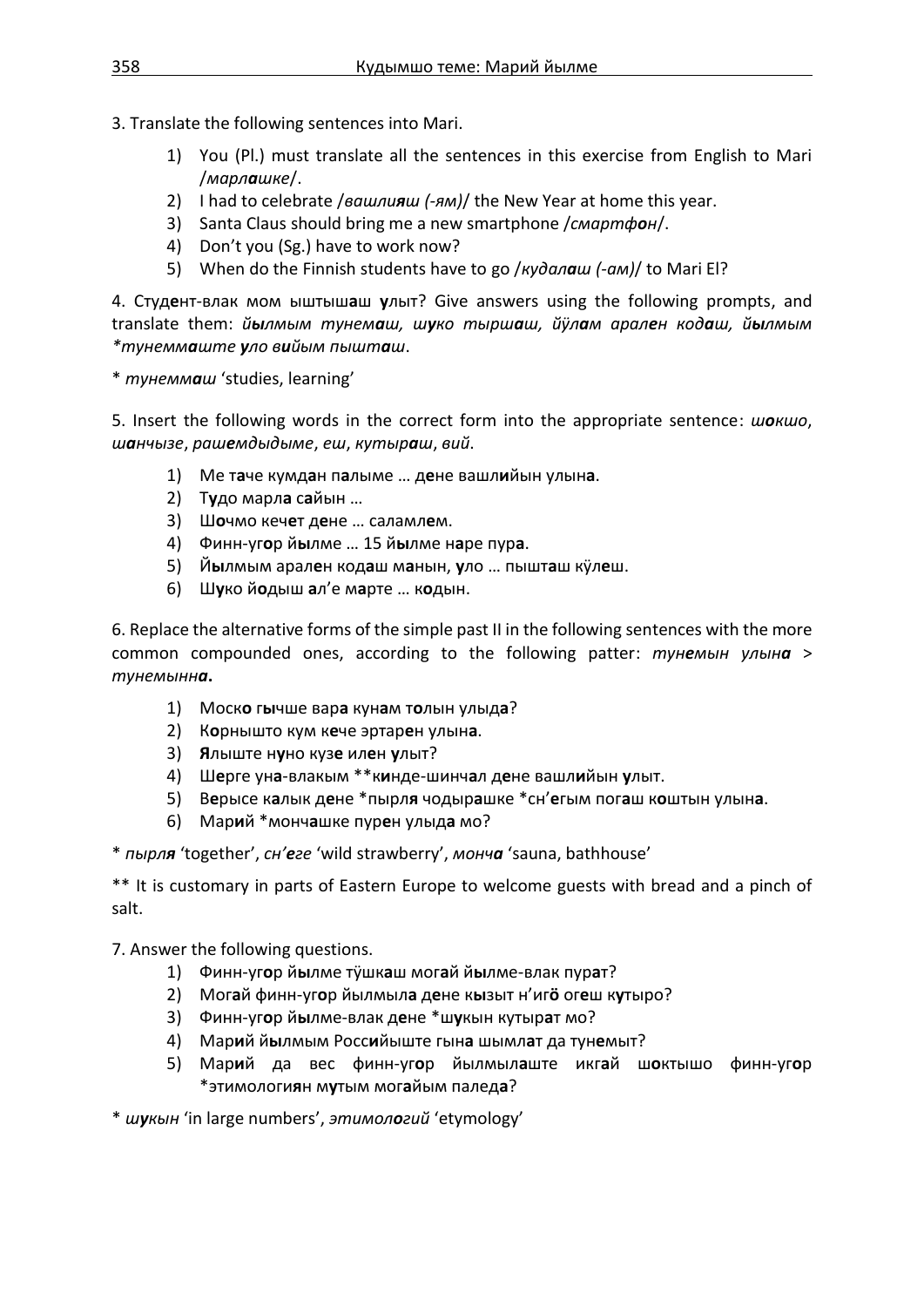3. Translate the following sentences into Mari.

1) You (Pl.) must translate all the sentences in this exercise from English to Mari /*марлашке*/.
2) I had to celebrate /*вашлияш (-ям)*/ the New Year at home this year.
3) Santa Claus should bring me a new smartphone /*смартфон*/.
4) Don't you (Sg.) have to work now?
5) When do the Finnish students have to go /*кудалаш (-ам)*/ to Mari El?

4. Ст**у**дент-влак мом ыштыш**а**ш **у**лыт? Give answers using the following prompts, and translate them: *йылмым тунемаш, шуко тыршаш, йӱлам арален кодаш, йылмым *тунеммаште уло вийым пышташ*.

\* *тунеммаш* 'studies, learning'

5. Insert the following words in the correct form into the appropriate sentence: *шокшо*, *шанчызе*, *рашемдыдыме*, *еш*, *кутыраш*, *вий*.

1) Ме т**а**че кумд**а**н п**а**лыме … д**е**не вашл**и**йын улын**а**.
2) Т**у**до марл**а** с**а**йын …
3) Ш**о**чмо кеч**е**т д**е**не … саламл**е**м.
4) Финн-уг**о**р й**ы**лме … 15 й**ы**лме н**а**ре пур**а**.
5) Й**ы**лмым арал**е**н код**а**ш м**а**нын, **у**ло … пышт**а**ш кӱл**е**ш.
6) Ш**у**ко й**о**дыш **а**л'е м**а**рте … к**о**дын.

6. Replace the alternative forms of the simple past II in the following sentences with the more common compounded ones, according to the following patter: *тунемын улына* > *тунемынна*.

1) Моск**о** г**ы**чше вар**а** кун**а**м т**о**лын улыда?
2) К**о**рнышто кум к**е**че эртар**е**н улын**а**.
3) **Я**лыште н**у**но куз**е** ил**е**н **у**лыт?
4) Ш**е**рге ун**а**-влакым **к**и**нде-шинч**а**л д**е**не вашл**и**йын **у**лыт.
5) В**е**рысе к**а**лык д**е**не *пырл**я** чодыр**а**шке *сн'**е**гым пог**а**ш к**о**штын улын**а**.
6) Мар**и**й *монч**а**шке пур**е**н улыд**а** мо?

\* *пырля* 'together', *сн'еге* 'wild strawberry', *монча* 'sauna, bathhouse'

\*\* It is customary in parts of Eastern Europe to welcome guests with bread and a pinch of salt.

7. Answer the following questions.

1) Финн-уг**о**р й**ы**лме тӱшк**а**ш мог**а**й й**ы**лме-влак пур**а**т?
2) Мог**а**й финн-уг**о**р йылмыл**а** д**е**не к**ы**зыт н'иг**ӧ** ог**е**ш к**у**тыро?
3) Финн-уг**о**р й**ы**лме-влак д**е**не *ш**у**кын кутыр**а**т мо?
4) Мар**и**й й**ы**лмым Росс**и**йыште гын**а** шымл**а**т да тун**е**мыт?
5) Мар**и**й да вес финн-уг**о**р йылмыл**а**ште икг**а**й ш**о**ктышо финн-уг**о**р *этимологи**я**н м**у**тым мог**а**йым паледа?

\* *шукын* 'in large numbers', *этимологий* 'etymology'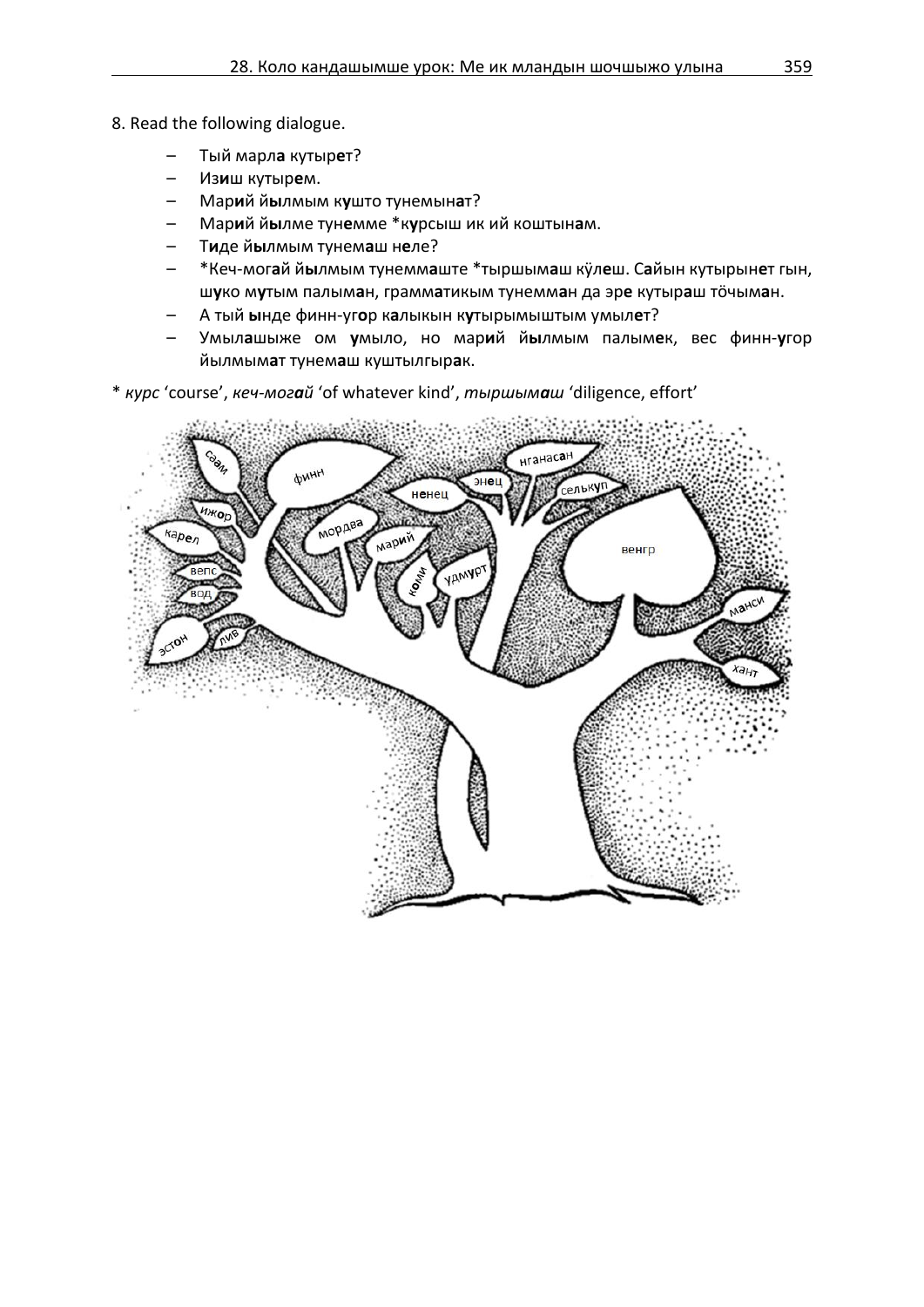8. Read the following dialogue.

– Тый марл**а** кутыр**е**т?
– Из**и**ш кутыр**е**м.
– Мар**и**й й**ы**лмым к**у**што тунемын**а**т?
– Мар**и**й й**ы**лме тун**е**мме *к**у**рсыш ик ий коштын**а**м.
– Т**и**де й**ы**лмым тунем**а**ш н**е**ле?
– *Кеч-мог**а**й й**ы**лмым тунемм**а**ште *тыршым**а**ш кӱл**е**ш. С**а**йын кутырын**е**т гын, ш**у**ко м**у**тым палым**а**н, грамм**а**тикым тунемм**а**н да эр**е** кутыр**а**ш тӧчым**а**н.
– А тый **ы**нде финн-уг**о**р к**а**лыкын к**у**тырымыштым умыл**е**т?
– Умыл**а**шыже ом **у**мыло, но мар**и**й й**ы**лмым палым**е**к, вес финн-**у**гор йылмым**а**т тунем**а**ш куштылгыр**а**к.

* *курс* 'course', *кеч-мог**а**й* 'of whatever kind', *тыршым**а**ш* 'diligence, effort'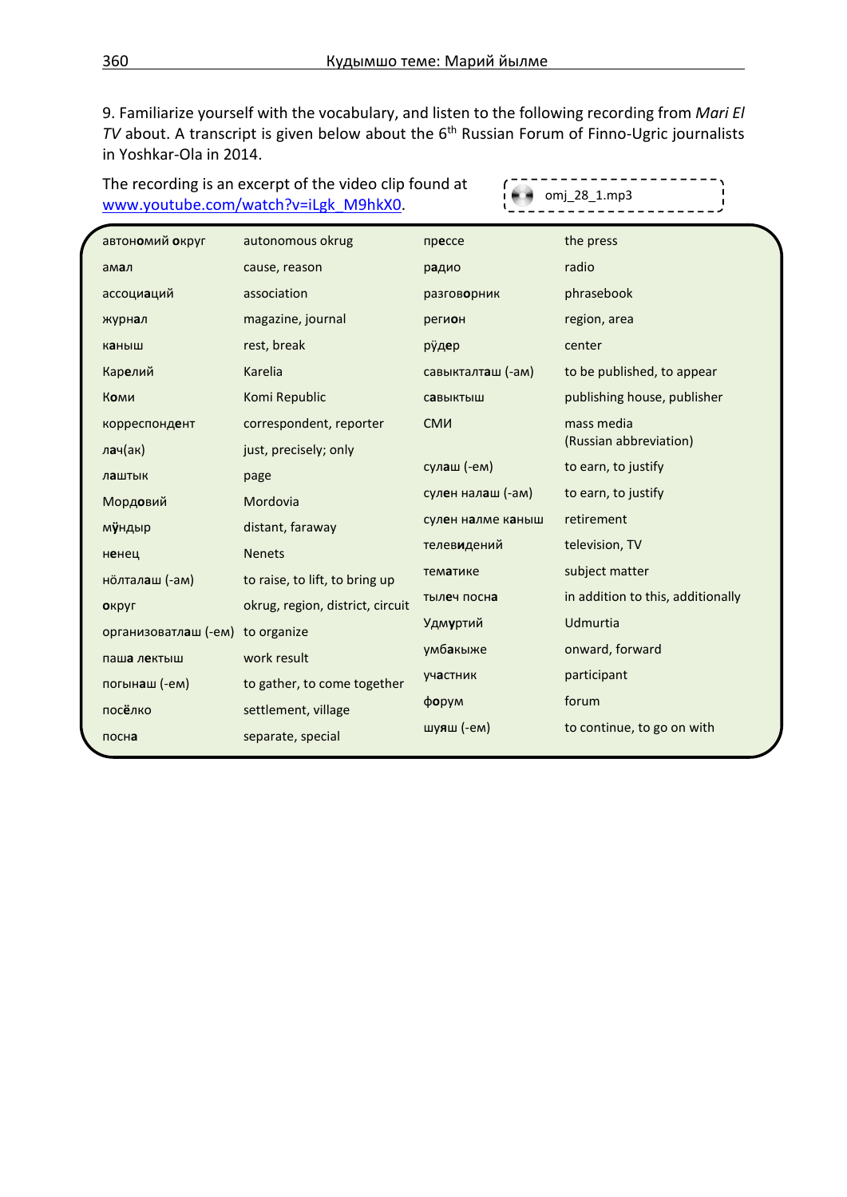9. Familiarize yourself with the vocabulary, and listen to the following recording from *Mari El TV* about. A transcript is given below about the 6th Russian Forum of Finno-Ugric journalists in Yoshkar-Ola in 2014.

The recording is an excerpt of the video clip found at www.youtube.com/watch?v=iLgk_M9hkX0.

omj_28_1.mp3

| | | | |
|---|---|---|---|
| автономий округ | autonomous okrug | пресс | the press |
| амал | cause, reason | радио | radio |
| ассоциаций | association | разговорник | phrasebook |
| журнал | magazine, journal | регион | region, area |
| каныш | rest, break | рӱдер | center |
| Карелий | Karelia | савыкталташ (-ам) | to be published, to appear |
| Коми | Komi Republic | савыктыш | publishing house, publisher |
| корреспондент | correspondent, reporter | СМИ | mass media (Russian abbreviation) |
| лач(ак) | just, precisely; only | сулаш (-ем) | to earn, to justify |
| лаштык | page | сулен налаш (-ам) | to earn, to justify |
| Мордовий | Mordovia | сулен налме каныш | retirement |
| мӱндыр | distant, faraway | телевидений | television, TV |
| ненец | Nenets | тематике | subject matter |
| нӧлталаш (-ам) | to raise, to lift, to bring up | тылеч посна | in addition to this, additionally |
| округ | okrug, region, district, circuit | Удмуртий | Udmurtia |
| организоватлаш (-ем) | to organize | умбакыже | onward, forward |
| паша лектыш | work result | участник | participant |
| погынаш (-ем) | to gather, to come together | форум | forum |
| посёлко | settlement, village | шуяш (-ем) | to continue, to go on with |
| посна | separate, special | | |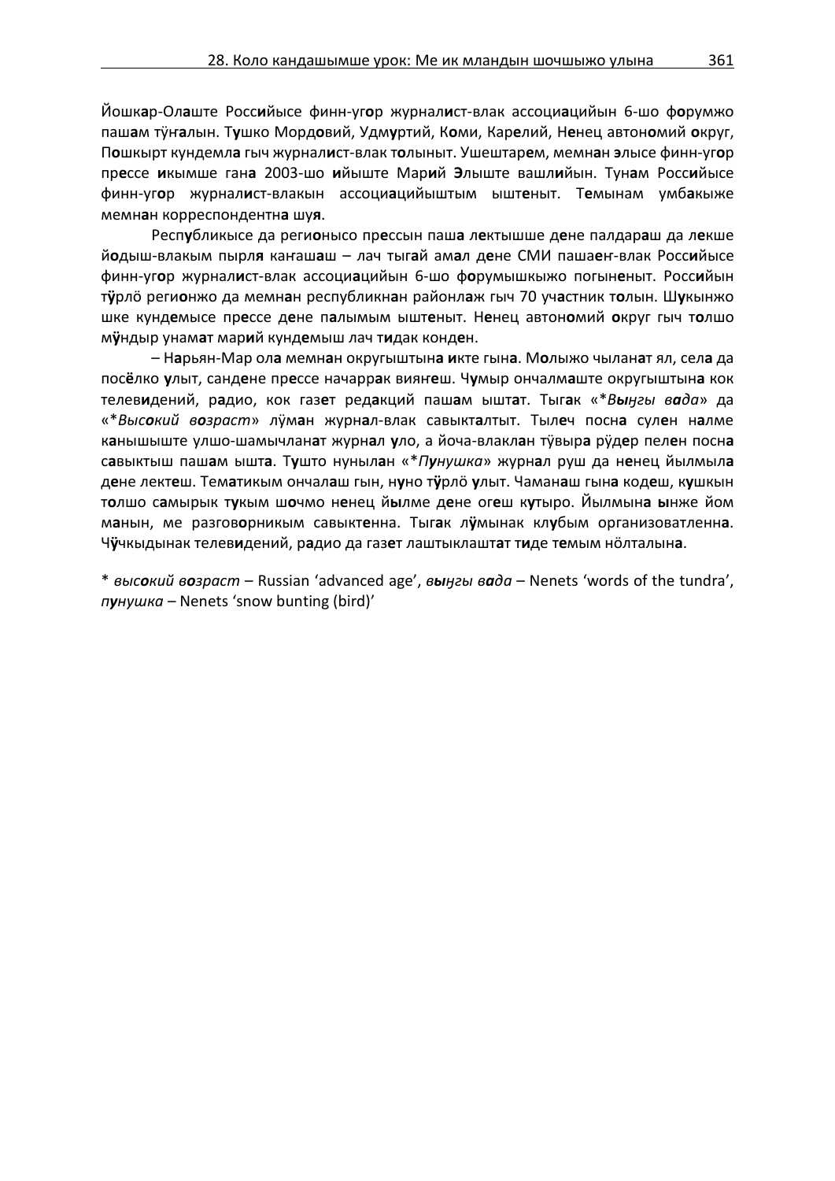Йошк**а**р-Ол**а**ште Росс**и**йысе финн-уг**о**р журнал**и**ст-влак ассоци**а**цийын 6-шо ф**о**румжо паш**а**м тӱҥ**а**лын. Т**у**шко Морд**о**вий, Удм**у**ртий, К**о**ми, Кар**е**лий, Н**е**нец автон**о**мий **о**круг, П**о**шкырт кундемл**а** гыч журнал**и**ст-влак т**о**лыныт. Ушештар**е**м, мемн**а**н **э**лысе финн-уг**о**р пр**е**ссе **и**кымше ган**а** 2003-шо **и**йыште Мар**и**й **Э**лыште вашл**и**йын. Тун**а**м Росс**и**йысе финн-уг**о**р журнал**и**ст-влакын ассоци**а**цийыштым ышт**е**ныт. Т**е**мынам умб**а**кыже мемн**а**н корреспондентн**а** шу**я**.

Респ**у**бликысе да реги**о**нысо пр**е**ссын паш**а** л**е**ктышше д**е**не палдар**а**ш да л**е**кше й**о**дыш-влакым пырл**я** каҥаш**а**ш – лач тыг**а**й ам**а**л д**е**не СМИ паша**е**ҥ-влак Росс**и**йысе финн-уг**о**р журнал**и**ст-влак ассоци**а**цийын 6-шо ф**о**румышкыжо погын**е**ныт. Росс**и**йын т**ӱ**рлӧ реги**о**нжо да мемн**а**н республикн**а**н районл**а**ж гыч 70 уч**а**стник т**о**лын. Ш**у**кынжо шке кунд**е**мысе пр**е**ссе д**е**не п**а**лымым ышт**е**ныт. Н**е**нец автон**о**мий **о**круг гыч т**о**лшо м**ӱ**ндыр унам**а**т мар**и**й кунд**е**мыш лач т**и**дак конд**е**н.

– Н**а**рьян-Мар ол**а** мемн**а**н округыштын**а** **и**кте гын**а**. М**о**лыжо чылан**а**т ял, сел**а** да посёлко **у**лыт, санд**е**не пр**е**ссе начарр**а**к вияҥ**е**ш. Ч**у**мыр ончалм**а**ште округыштын**а** кок телев**и**дений, р**а**дио, кок газ**е**т ред**а**кций паш**а**м ышт**а**т. Тыг**а**к «*_В**ы**ӈгы в**а**да_» да «*_Выс**о**кий в**о**зраст_» лӱм**а**н журн**а**л-влак савыкт**а**лтыт. Тыл**е**ч посн**а** сул**е**н н**а**лме к**а**нышыште улшо-шамычлан**а**т журн**а**л **у**ло, а йоча-влакл**а**н тӱвыр**а** рӱд**е**р пел**е**н посн**а** с**а**выктыш паш**а**м ышт**а**. Т**у**што нунылан «*_П**у**нушка_» журн**а**л руш да н**е**нец йылмыл**а** д**е**не лект**е**ш. Тем**а**тикым ончал**а**ш гын, н**у**но т**ӱ**рлӧ **у**лыт. Чаман**а**ш гын**а** код**е**ш, к**у**шкын т**о**лшо с**а**мырык т**у**кым ш**о**чмо н**е**нец й**ы**лме д**е**не ог**е**ш к**у**тыро. Йылмын**а** **ы**нже йом м**а**нын, ме разгов**о**рникым савыкт**е**нна. Тыг**а**к л**ӱ**мынак кл**у**бым организоватленн**а**. Ч**ӱ**чкыдынак телев**и**дений, р**а**дио да газ**е**т лаштыклашт**а**т т**и**де т**е**мым нӧлталын**а**.

* _выс**о**кий в**о**зраст_ – Russian 'advanced age', _в**ы**ӈгы в**а**да_ – Nenets 'words of the tundra', _п**у**нушка_ – Nenets 'snow bunting (bird)'